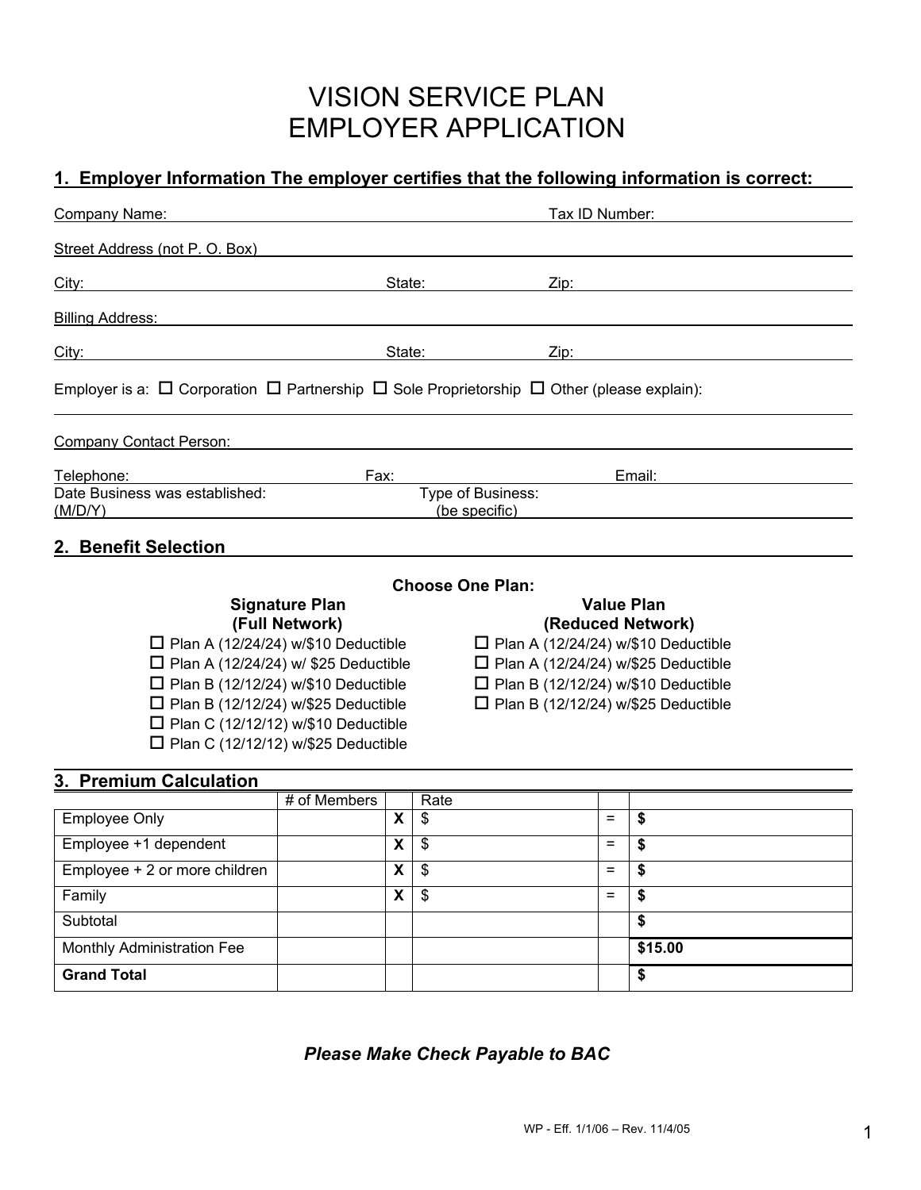# VISION SERVICE PLAN
# EMPLOYER APPLICATION

## 1. Employer Information The employer certifies that the following information is correct:

Company Name: Tax ID Number:

Street Address (not P. O. Box)

City: State: Zip:

Billing Address:

City: State: Zip:

Employer is a: ☐ Corporation ☐ Partnership ☐ Sole Proprietorship ☐ Other (please explain):

Company Contact Person:

Telephone: Fax: Email:

Date Business was established: (M/D/Y) Type of Business: (be specific)

## 2. Benefit Selection

**Choose One Plan:**

**Signature Plan (Full Network)**

- ☐ Plan A (12/24/24) w/$10 Deductible
- ☐ Plan A (12/24/24) w/ $25 Deductible
- ☐ Plan B (12/12/24) w/$10 Deductible
- ☐ Plan B (12/12/24) w/$25 Deductible
- ☐ Plan C (12/12/12) w/$10 Deductible
- ☐ Plan C (12/12/12) w/$25 Deductible

**Value Plan (Reduced Network)**

- ☐ Plan A (12/24/24) w/$10 Deductible
- ☐ Plan A (12/24/24) w/$25 Deductible
- ☐ Plan B (12/12/24) w/$10 Deductible
- ☐ Plan B (12/12/24) w/$25 Deductible

## 3. Premium Calculation

| | # of Members | | Rate | | |
|---|---|---|---|---|---|
| Employee Only | | **X** | $ | = | **$** |
| Employee +1 dependent | | **X** | $ | = | **$** |
| Employee + 2 or more children | | **X** | $ | = | **$** |
| Family | | **X** | $ | = | **$** |
| Subtotal | | | | | **$** |
| Monthly Administration Fee | | | | | **$15.00** |
| **Grand Total** | | | | | **$** |

***Please Make Check Payable to BAC***

WP - Eff. 1/1/06 – Rev. 11/4/05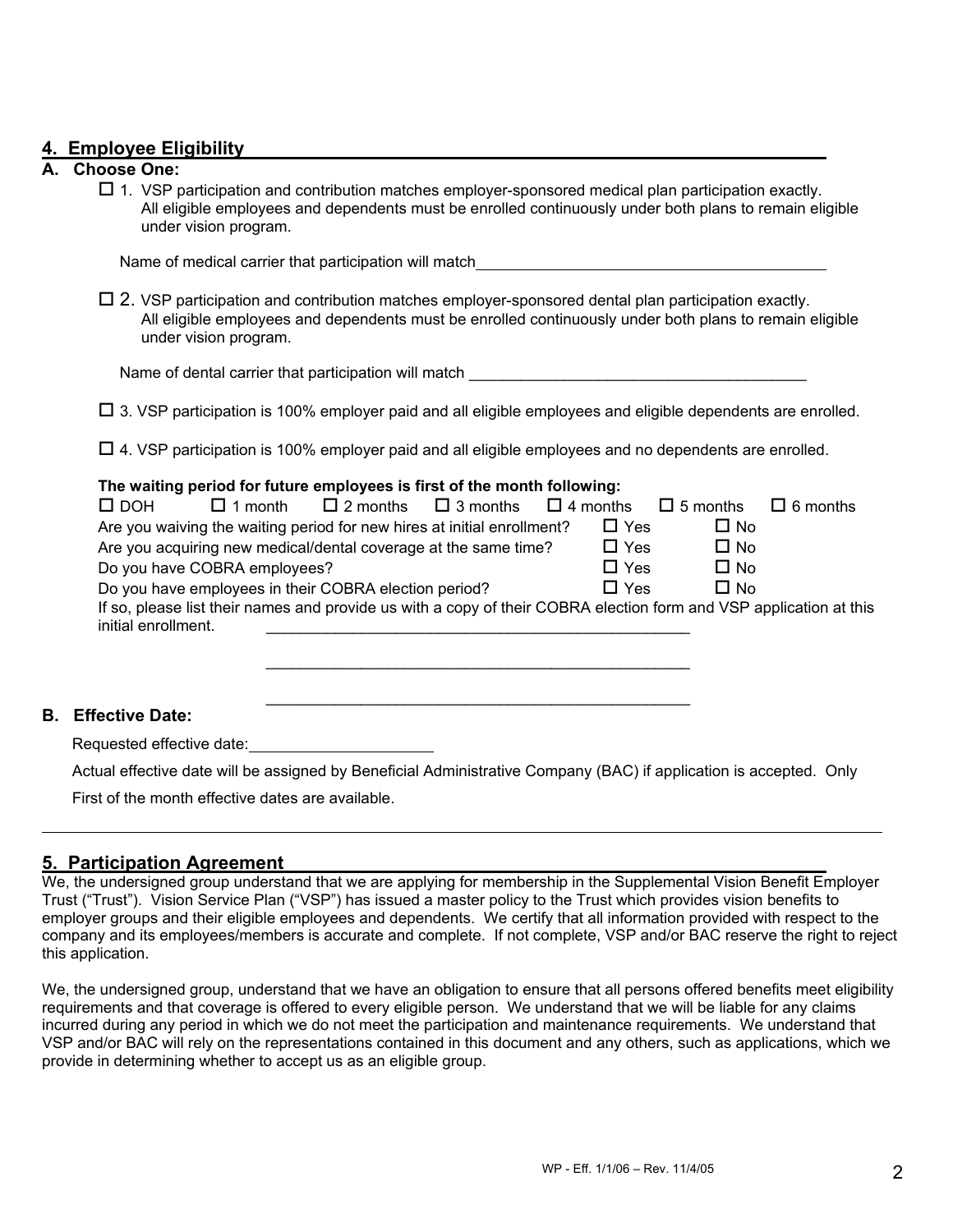## 4. Employee Eligibility

### A. Choose One:

☐ 1. VSP participation and contribution matches employer-sponsored medical plan participation exactly. All eligible employees and dependents must be enrolled continuously under both plans to remain eligible under vision program.

Name of medical carrier that participation will match ____________________________________________

☐ 2. VSP participation and contribution matches employer-sponsored dental plan participation exactly. All eligible employees and dependents must be enrolled continuously under both plans to remain eligible under vision program.

Name of dental carrier that participation will match ____________________________________________

☐ 3. VSP participation is 100% employer paid and all eligible employees and eligible dependents are enrolled.

☐ 4. VSP participation is 100% employer paid and all eligible employees and no dependents are enrolled.

**The waiting period for future employees is first of the month following:**

☐ DOH ☐ 1 month ☐ 2 months ☐ 3 months ☐ 4 months ☐ 5 months ☐ 6 months

Are you waiving the waiting period for new hires at initial enrollment? ☐ Yes ☐ No

Are you acquiring new medical/dental coverage at the same time? ☐ Yes ☐ No

Do you have COBRA employees? ☐ Yes ☐ No

Do you have employees in their COBRA election period? ☐ Yes ☐ No

If so, please list their names and provide us with a copy of their COBRA election form and VSP application at this initial enrollment. ____________________________________________

____________________________________________

____________________________________________

### B. Effective Date:

Requested effective date: ______________________

Actual effective date will be assigned by Beneficial Administrative Company (BAC) if application is accepted. Only First of the month effective dates are available.

---

## 5. Participation Agreement

We, the undersigned group understand that we are applying for membership in the Supplemental Vision Benefit Employer Trust ("Trust"). Vision Service Plan ("VSP") has issued a master policy to the Trust which provides vision benefits to employer groups and their eligible employees and dependents. We certify that all information provided with respect to the company and its employees/members is accurate and complete. If not complete, VSP and/or BAC reserve the right to reject this application.

We, the undersigned group, understand that we have an obligation to ensure that all persons offered benefits meet eligibility requirements and that coverage is offered to every eligible person. We understand that we will be liable for any claims incurred during any period in which we do not meet the participation and maintenance requirements. We understand that VSP and/or BAC will rely on the representations contained in this document and any others, such as applications, which we provide in determining whether to accept us as an eligible group.

WP - Eff. 1/1/06 – Rev. 11/4/05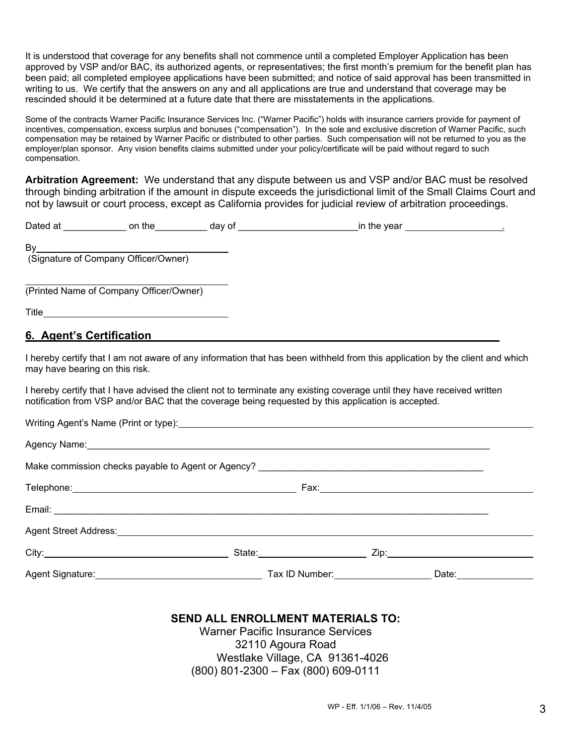It is understood that coverage for any benefits shall not commence until a completed Employer Application has been approved by VSP and/or BAC, its authorized agents, or representatives; the first month's premium for the benefit plan has been paid; all completed employee applications have been submitted; and notice of said approval has been transmitted in writing to us. We certify that the answers on any and all applications are true and understand that coverage may be rescinded should it be determined at a future date that there are misstatements in the applications.

Some of the contracts Warner Pacific Insurance Services Inc. ("Warner Pacific") holds with insurance carriers provide for payment of incentives, compensation, excess surplus and bonuses ("compensation"). In the sole and exclusive discretion of Warner Pacific, such compensation may be retained by Warner Pacific or distributed to other parties. Such compensation will not be returned to you as the employer/plan sponsor. Any vision benefits claims submitted under your policy/certificate will be paid without regard to such compensation.

**Arbitration Agreement:** We understand that any dispute between us and VSP and/or BAC must be resolved through binding arbitration if the amount in dispute exceeds the jurisdictional limit of the Small Claims Court and not by lawsuit or court process, except as California provides for judicial review of arbitration proceedings.

Dated at ____________ on the__________ day of _______________________in the year __________________.

By____________________________________
(Signature of Company Officer/Owner)

____________________________________
(Printed Name of Company Officer/Owner)

Title____________________________________

## 6. Agent's Certification

I hereby certify that I am not aware of any information that has been withheld from this application by the client and which may have bearing on this risk.

I hereby certify that I have advised the client not to terminate any existing coverage until they have received written notification from VSP and/or BAC that the coverage being requested by this application is accepted.

Writing Agent's Name (Print or type):____________________________________

Agency Name:____________________________________

Make commission checks payable to Agent or Agency? ____________________________________

Telephone:______________________ Fax:______________________

Email: ____________________________________

Agent Street Address:____________________________________

City:__________________ State:__________________ Zip:__________________

Agent Signature:__________________ Tax ID Number:__________________ Date:__________________

**SEND ALL ENROLLMENT MATERIALS TO:**

Warner Pacific Insurance Services
32110 Agoura Road
Westlake Village, CA 91361-4026
(800) 801-2300 – Fax (800) 609-0111

WP - Eff. 1/1/06 – Rev. 11/4/05